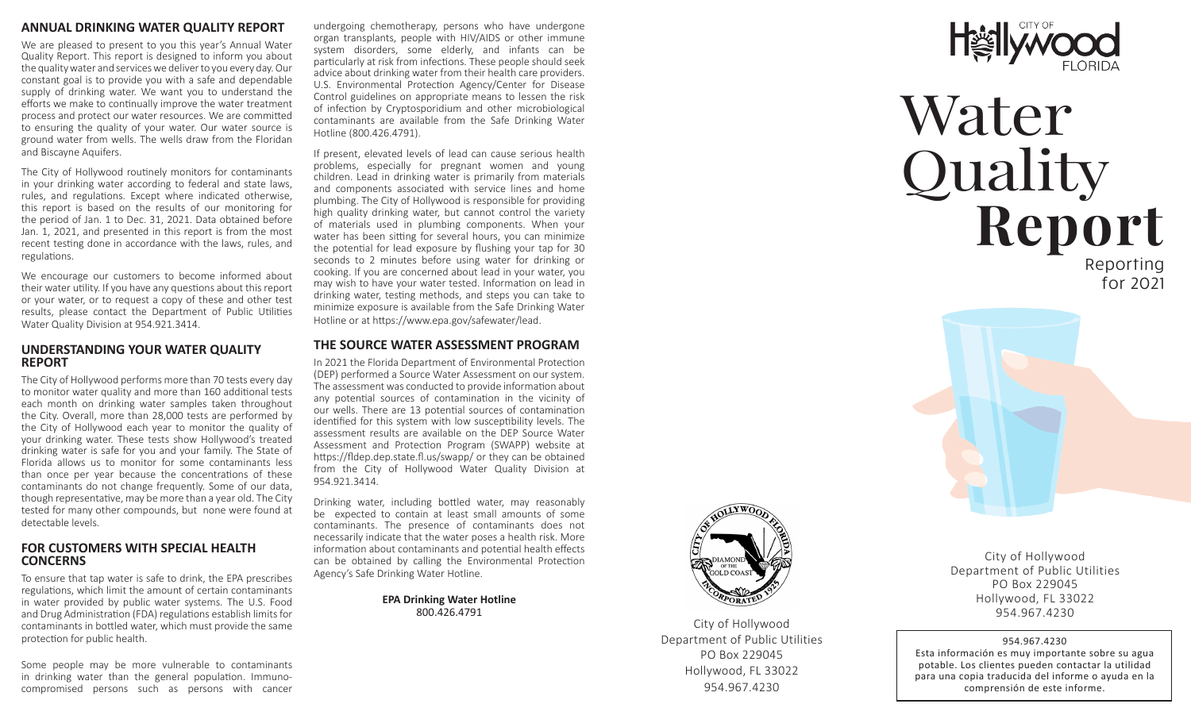## ANNUAL DRINKING WATER QUALITY REPORT

We are pleased to present to you this year's Annual Water Quality Report. This report is designed to inform you about the quality water and services we deliver to you every day. Our constant goal is to provide you with a safe and dependable supply of drinking water. We want you to understand the efforts we make to continually improve the water treatment process and protect our water resources. We are committed to ensuring the quality of your water. Our water source is ground water from wells. The wells draw from the Floridan and Biscayne Aquifers.

The City of Hollywood routinely monitors for contaminants in your drinking water according to federal and state laws, rules, and regulations. Except where indicated otherwise, this report is based on the results of our monitoring for the period of Jan. 1 to Dec. 31, 2021. Data obtained before Jan. 1, 2021, and presented in this report is from the most recent testing done in accordance with the laws, rules, and regulations.

We encourage our customers to become informed about their water utility. If you have any questions about this report or your water, or to request a copy of these and other test results, please contact the Department of Public Utilities Water Quality Division at 954.921.3414.

## UNDERSTANDING YOUR WATER QUALITY REPORT

The City of Hollywood performs more than 70 tests every day to monitor water quality and more than 160 additional tests each month on drinking water samples taken throughout the City. Overall, more than 28,000 tests are performed by the City of Hollywood each year to monitor the quality of your drinking water. These tests show Hollywood's treated drinking water is safe for you and your family. The State of Florida allows us to monitor for some contaminants less than once per year because the concentrations of these contaminants do not change frequently. Some of our data, though representative, may be more than a year old. The City tested for many other compounds, but none were found at detectable levels.

## FOR CUSTOMERS WITH SPECIAL HEALTH CONCERNS

To ensure that tap water is safe to drink, the EPA prescribes regulations, which limit the amount of certain contaminants in water provided by public water systems. The U.S. Food and Drug Administration (FDA) regulations establish limits for contaminants in bottled water, which must provide the same protection for public health.

Some people may be more vulnerable to contaminants in drinking water than the general population. Immuno-compromised persons such as persons with cancer undergoing chemotherapy, persons who have undergone organ transplants, people with HIV/AIDS or other immune system disorders, some elderly, and infants can be particularly at risk from infections. These people should seek advice about drinking water from their health care providers. U.S. Environmental Protection Agency/Center for Disease Control guidelines on appropriate means to lessen the risk of infection by Cryptosporidium and other microbiological contaminants are available from the Safe Drinking Water Hotline (800.426.4791).

If present, elevated levels of lead can cause serious health problems, especially for pregnant women and young children. Lead in drinking water is primarily from materials and components associated with service lines and home plumbing. The City of Hollywood is responsible for providing high quality drinking water, but cannot control the variety of materials used in plumbing components. When your water has been sitting for several hours, you can minimize the potential for lead exposure by flushing your tap for 30 seconds to 2 minutes before using water for drinking or cooking. If you are concerned about lead in your water, you may wish to have your water tested. Information on lead in drinking water, testing methods, and steps you can take to minimize exposure is available from the Safe Drinking Water Hotline or at https://www.epa.gov/safewater/lead.

## THE SOURCE WATER ASSESSMENT PROGRAM

In 2021 the Florida Department of Environmental Protection (DEP) performed a Source Water Assessment on our system. The assessment was conducted to provide information about any potential sources of contamination in the vicinity of our wells. There are 13 potential sources of contamination identified for this system with low susceptibility levels. The assessment results are available on the DEP Source Water Assessment and Protection Program (SWAPP) website at https://fldep.dep.state.fl.us/swapp/ or they can be obtained from the City of Hollywood Water Quality Division at 954.921.3414.

Drinking water, including bottled water, may reasonably be expected to contain at least small amounts of some contaminants. The presence of contaminants does not necessarily indicate that the water poses a health risk. More information about contaminants and potential health effects can be obtained by calling the Environmental Protection Agency's Safe Drinking Water Hotline.

**EPA Drinking Water Hotline**
800.426.4791

City of Hollywood
Department of Public Utilities
PO Box 229045
Hollywood, FL 33022
954.967.4230

City of Hollywood Florida

# Water Quality Report

Reporting for 2021

City of Hollywood
Department of Public Utilities
PO Box 229045
Hollywood, FL 33022
954.967.4230

954.967.4230
Esta información es muy importante sobre su agua potable. Los clientes pueden contactar la utilidad para una copia traducida del informe o ayuda en la comprensión de este informe.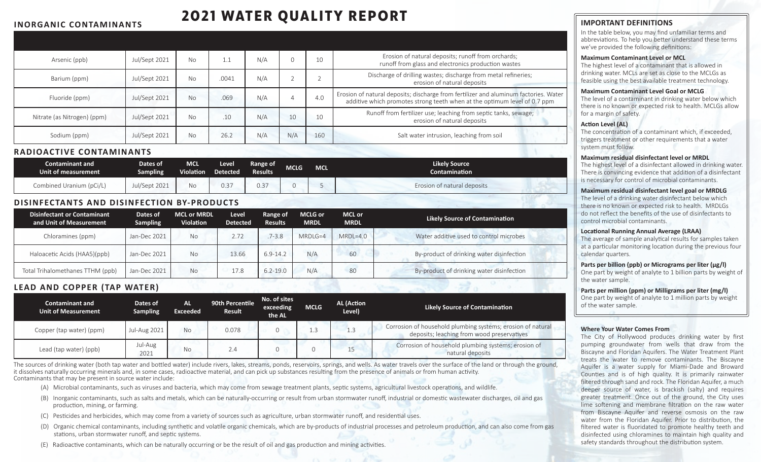# 2021 WATER QUALITY REPORT

## INORGANIC CONTAMINANTS

| | | | | | | | |
|---|---|---|---|---|---|---|---|
| Arsenic (ppb) | Jul/Sept 2021 | No | 1.1 | N/A | 0 | 10 | Erosion of natural deposits; runoff from orchards; runoff from glass and electronics production wastes |
| Barium (ppm) | Jul/Sept 2021 | No | .0041 | N/A | 2 | 2 | Discharge of drilling wastes; discharge from metal refineries; erosion of natural deposits |
| Fluoride (ppm) | Jul/Sept 2021 | No | .069 | N/A | 4 | 4.0 | Erosion of natural deposits; discharge from fertilizer and aluminum factories. Water additive which promotes strong teeth when at the optimum level of 0.7 ppm |
| Nitrate (as Nitrogen) (ppm) | Jul/Sept 2021 | No | .10 | N/A | 10 | 10 | Runoff from fertilizer use; leaching from septic tanks, sewage; erosion of natural deposits |
| Sodium (ppm) | Jul/Sept 2021 | No | 26.2 | N/A | N/A | 160 | Salt water intrusion, leaching from soil |

## RADIOACTIVE CONTAMINANTS

| Contaminant and Unit of measurement | Dates of Sampling | MCL Violation | Level Detected | Range of Results | MCLG | MCL | Likely Source Contamination |
|---|---|---|---|---|---|---|---|
| Combined Uranium (pCi/L) | Jul/Sept 2021 | No | 0.37 | 0.37 | 0 | 5 | Erosion of natural deposits |

## DISINFECTANTS AND DISINFECTION BY-PRODUCTS

| Disinfectant or Contaminant and Unit of Measurement | Dates of Sampling | MCL or MRDL Violation | Level Detected | Range of Results | MCLG or MRDL | MCL or MRDL | Likely Source of Contamination |
|---|---|---|---|---|---|---|---|
| Chloramines (ppm) | Jan-Dec 2021 | No | 2.72 | .7-3.8 | MRDLG=4 | MRDL=4.0 | Water additive used to control microbes |
| Haloacetic Acids (HAA5)(ppb) | Jan-Dec 2021 | No | 13.66 | 6.9-14.2 | N/A | 60 | By-product of drinking water disinfection |
| Total Trihalomethanes TTHM (ppb) | Jan-Dec 2021 | No | 17.8 | 6.2-19.0 | N/A | 80 | By-product of drinking water disinfection |

## LEAD AND COPPER (TAP WATER)

| Contaminant and Unit of Measurement | Dates of Sampling | AL Exceeded | 90th Percentile Result | No. of sites exceeding the AL | MCLG | AL (Action Level) | Likely Source of Contamination |
|---|---|---|---|---|---|---|---|
| Copper (tap water) (ppm) | Jul-Aug 2021 | No | 0.078 | 0 | 1.3 | 1.3 | Corrosion of household plumbing systems; erosion of natural deposits; leaching from wood preservatives |
| Lead (tap water) (ppb) | Jul-Aug 2021 | No | 2.4 | 0 | 0 | 15 | Corrosion of household plumbing systems; erosion of natural deposits |

The sources of drinking water (both tap water and bottled water) include rivers, lakes, streams, ponds, reservoirs, springs, and wells. As water travels over the surface of the land or through the ground, it dissolves naturally occurring minerals and, in some cases, radioactive material, and can pick up substances resulting from the presence of animals or from human activity.
Contaminants that may be present in source water include:

(A) Microbial contaminants, such as viruses and bacteria, which may come from sewage treatment plants, septic systems, agricultural livestock operations, and wildlife.

(B) Inorganic contaminants, such as salts and metals, which can be naturally-occurring or result from urban stormwater runoff, industrial or domestic wastewater discharges, oil and gas production, mining, or farming.

(C) Pesticides and herbicides, which may come from a variety of sources such as agriculture, urban stormwater runoff, and residential uses.

(D) Organic chemical contaminants, including synthetic and volatile organic chemicals, which are by-products of industrial processes and petroleum production, and can also come from gas stations, urban stormwater runoff, and septic systems.

(E) Radioactive contaminants, which can be naturally occurring or be the result of oil and gas production and mining activities.

## IMPORTANT DEFINITIONS

In the table below, you may find unfamiliar terms and abbreviations. To help you better understand these terms we've provided the following definitions:

**Maximum Contaminant Level or MCL**
The highest level of a contaminant that is allowed in drinking water. MCLs are set as close to the MCLGs as feasible using the best available treatment technology.

**Maximum Contaminant Level Goal or MCLG**
The level of a contaminant in drinking water below which there is no known or expected risk to health. MCLGs allow for a margin of safety.

**Action Level (AL)**
The concentration of a contaminant which, if exceeded, triggers treatment or other requirements that a water system must follow.

**Maximum residual disinfectant level or MRDL**
The highest level of a disinfectant allowed in drinking water. There is convincing evidence that addition of a disinfectant is necessary for control of microbial contaminants.

**Maximum residual disinfectant level goal or MRDLG**
The level of a drinking water disinfectant below which there is no known or expected risk to health. MRDLGs do not reflect the benefits of the use of disinfectants to control microbial contaminants.

**Locational Running Annual Average (LRAA)**
The average of sample analytical results for samples taken at a particular monitoring location during the previous four calendar quarters.

**Parts per billion (ppb) or Micrograms per liter (µg/l)**
One part by weight of analyte to 1 billion parts by weight of the water sample.

**Parts per million (ppm) or Milligrams per liter (mg/l)**
One part by weight of analyte to 1 million parts by weight of the water sample.

### Where Your Water Comes From

The City of Hollywood produces drinking water by first pumping groundwater from wells that draw from the Biscayne and Floridan Aquifers. The Water Treatment Plant treats the water to remove contaminants. The Biscayne Aquifer is a water supply for Miami-Dade and Broward Counties and is of high quality. It is primarily rainwater filtered through sand and rock. The Floridan Aquifer, a much deeper source of water, is brackish (salty) and requires greater treatment. Once out of the ground, the City uses lime softening and membrane filtration on the raw water from Biscayne Aquifer and reverse osmosis on the raw water from the Floridan Aquifer. Prior to distribution, the filtered water is fluoridated to promote healthy teeth and disinfected using chloramines to maintain high quality and safety standards throughout the distribution system.